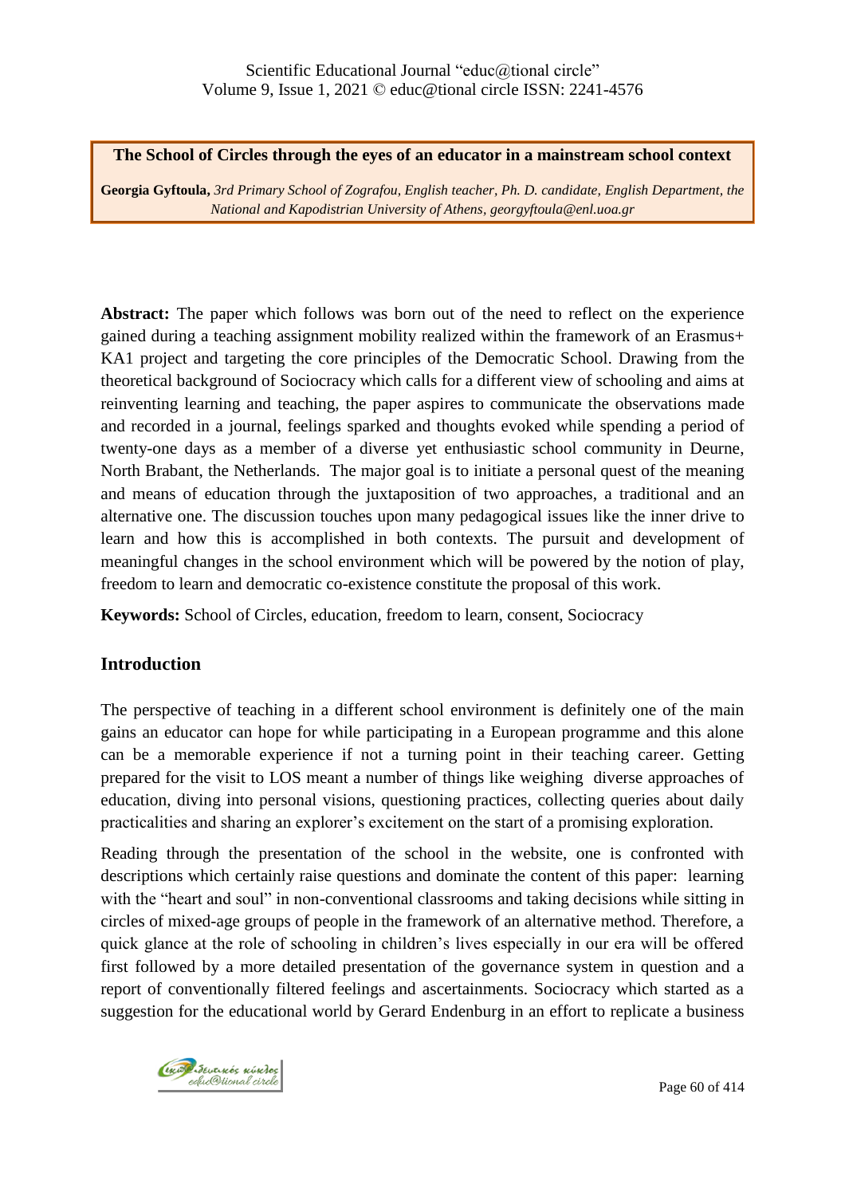**The School of Circles through the eyes of an educator in a mainstream school context**

**Georgia Gyftoula,** *3rd Primary School of Zografou, English teacher, Ph. D. candidate, English Department, the National and Kapodistrian University of Athens, georgyftoula@enl.uoa.gr*

**Abstract:** The paper which follows was born out of the need to reflect on the experience gained during a teaching assignment mobility realized within the framework of an Erasmus+ KA1 project and targeting the core principles of the Democratic School. Drawing from the theoretical background of Sociocracy which calls for a different view of schooling and aims at reinventing learning and teaching, the paper aspires to communicate the observations made and recorded in a journal, feelings sparked and thoughts evoked while spending a period of twenty-one days as a member of a diverse yet enthusiastic school community in Deurne, North Brabant, the Netherlands. The major goal is to initiate a personal quest of the meaning and means of education through the juxtaposition of two approaches, a traditional and an alternative one. The discussion touches upon many pedagogical issues like the inner drive to learn and how this is accomplished in both contexts. The pursuit and development of meaningful changes in the school environment which will be powered by the notion of play, freedom to learn and democratic co-existence constitute the proposal of this work.

**Keywords:** School of Circles, education, freedom to learn, consent, Sociocracy

## Introduction

The perspective of teaching in a different school environment is definitely one of the main gains an educator can hope for while participating in a European programme and this alone can be a memorable experience if not a turning point in their teaching career. Getting prepared for the visit to LOS meant a number of things like weighing diverse approaches of education, diving into personal visions, questioning practices, collecting queries about daily practicalities and sharing an explorer's excitement on the start of a promising exploration.

Reading through the presentation of the school in the website, one is confronted with descriptions which certainly raise questions and dominate the content of this paper: learning with the "heart and soul" in non-conventional classrooms and taking decisions while sitting in circles of mixed-age groups of people in the framework of an alternative method. Therefore, a quick glance at the role of schooling in children's lives especially in our era will be offered first followed by a more detailed presentation of the governance system in question and a report of conventionally filtered feelings and ascertainments. Sociocracy which started as a suggestion for the educational world by Gerard Endenburg in an effort to replicate a business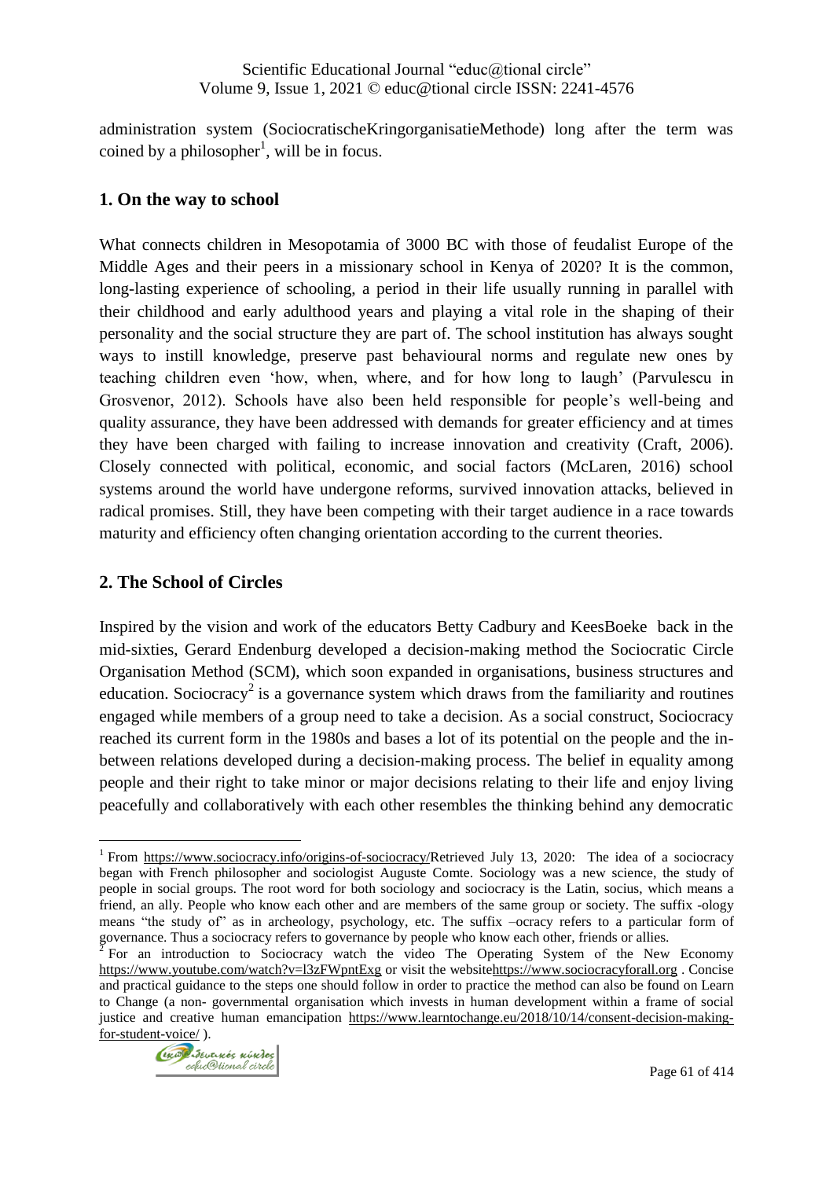administration system (SociocratischeKringorganisatieMethode) long after the term was coined by a philosopher[1], will be in focus.

## 1. On the way to school

What connects children in Mesopotamia of 3000 BC with those of feudalist Europe of the Middle Ages and their peers in a missionary school in Kenya of 2020? It is the common, long-lasting experience of schooling, a period in their life usually running in parallel with their childhood and early adulthood years and playing a vital role in the shaping of their personality and the social structure they are part of. The school institution has always sought ways to instill knowledge, preserve past behavioural norms and regulate new ones by teaching children even 'how, when, where, and for how long to laugh' (Parvulescu in Grosvenor, 2012). Schools have also been held responsible for people's well-being and quality assurance, they have been addressed with demands for greater efficiency and at times they have been charged with failing to increase innovation and creativity (Craft, 2006). Closely connected with political, economic, and social factors (McLaren, 2016) school systems around the world have undergone reforms, survived innovation attacks, believed in radical promises. Still, they have been competing with their target audience in a race towards maturity and efficiency often changing orientation according to the current theories.

## 2. The School of Circles

Inspired by the vision and work of the educators Betty Cadbury and KeesBoeke back in the mid-sixties, Gerard Endenburg developed a decision-making method the Sociocratic Circle Organisation Method (SCM), which soon expanded in organisations, business structures and education. Sociocracy[2] is a governance system which draws from the familiarity and routines engaged while members of a group need to take a decision. As a social construct, Sociocracy reached its current form in the 1980s and bases a lot of its potential on the people and the in-between relations developed during a decision-making process. The belief in equality among people and their right to take minor or major decisions relating to their life and enjoy living peacefully and collaboratively with each other resembles the thinking behind any democratic

---

[1] From https://www.sociocracy.info/origins-of-sociocracy/Retrieved July 13, 2020: The idea of a sociocracy began with French philosopher and sociologist Auguste Comte. Sociology was a new science, the study of people in social groups. The root word for both sociology and sociocracy is the Latin, socius, which means a friend, an ally. People who know each other and are members of the same group or society. The suffix -ology means "the study of" as in archeology, psychology, etc. The suffix –ocracy refers to a particular form of governance. Thus a sociocracy refers to governance by people who know each other, friends or allies.

[2] For an introduction to Sociocracy watch the video The Operating System of the New Economy https://www.youtube.com/watch?v=l3zFWpntExg or visit the websitehttps://www.sociocracyforall.org . Concise and practical guidance to the steps one should follow in order to practice the method can also be found on Learn to Change (a non- governmental organisation which invests in human development within a frame of social justice and creative human emancipation https://www.learntochange.eu/2018/10/14/consent-decision-making-for-student-voice/ ).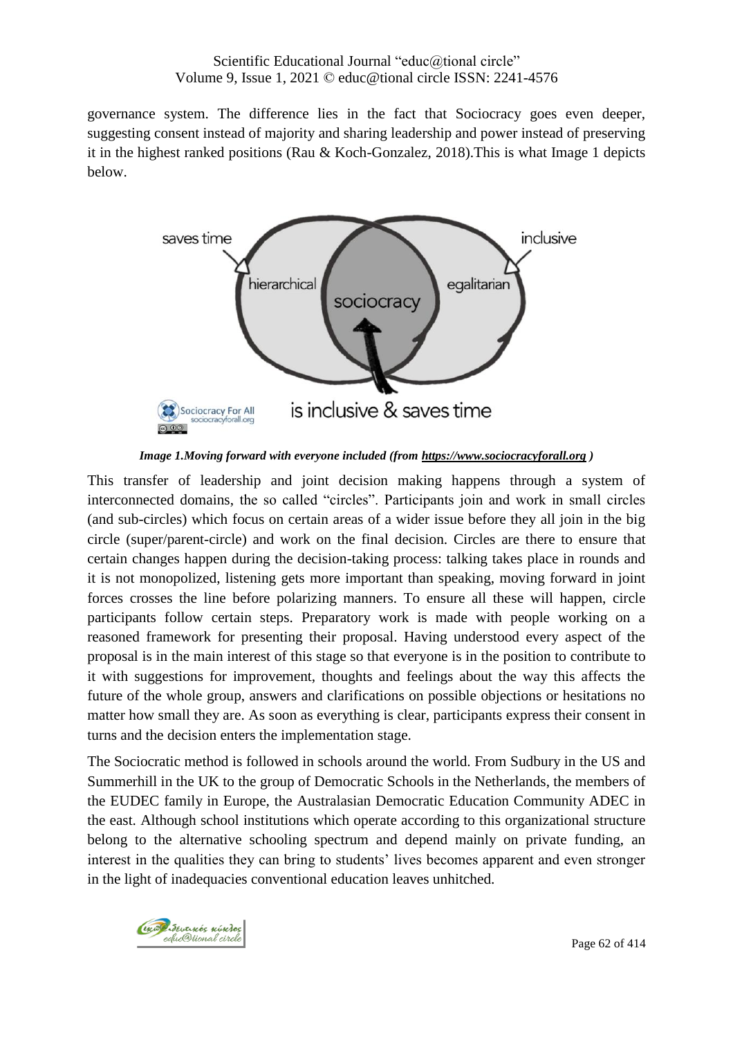governance system. The difference lies in the fact that Sociocracy goes even deeper, suggesting consent instead of majority and sharing leadership and power instead of preserving it in the highest ranked positions (Rau & Koch-Gonzalez, 2018).This is what Image 1 depicts below.

***Image 1.Moving forward with everyone included (from [https://www.sociocracyforall.org](https://www.sociocracyforall.org) )***

This transfer of leadership and joint decision making happens through a system of interconnected domains, the so called "circles". Participants join and work in small circles (and sub-circles) which focus on certain areas of a wider issue before they all join in the big circle (super/parent-circle) and work on the final decision. Circles are there to ensure that certain changes happen during the decision-taking process: talking takes place in rounds and it is not monopolized, listening gets more important than speaking, moving forward in joint forces crosses the line before polarizing manners. To ensure all these will happen, circle participants follow certain steps. Preparatory work is made with people working on a reasoned framework for presenting their proposal. Having understood every aspect of the proposal is in the main interest of this stage so that everyone is in the position to contribute to it with suggestions for improvement, thoughts and feelings about the way this affects the future of the whole group, answers and clarifications on possible objections or hesitations no matter how small they are. As soon as everything is clear, participants express their consent in turns and the decision enters the implementation stage.

The Sociocratic method is followed in schools around the world. From Sudbury in the US and Summerhill in the UK to the group of Democratic Schools in the Netherlands, the members of the EUDEC family in Europe, the Australasian Democratic Education Community ADEC in the east. Although school institutions which operate according to this organizational structure belong to the alternative schooling spectrum and depend mainly on private funding, an interest in the qualities they can bring to students' lives becomes apparent and even stronger in the light of inadequacies conventional education leaves unhitched.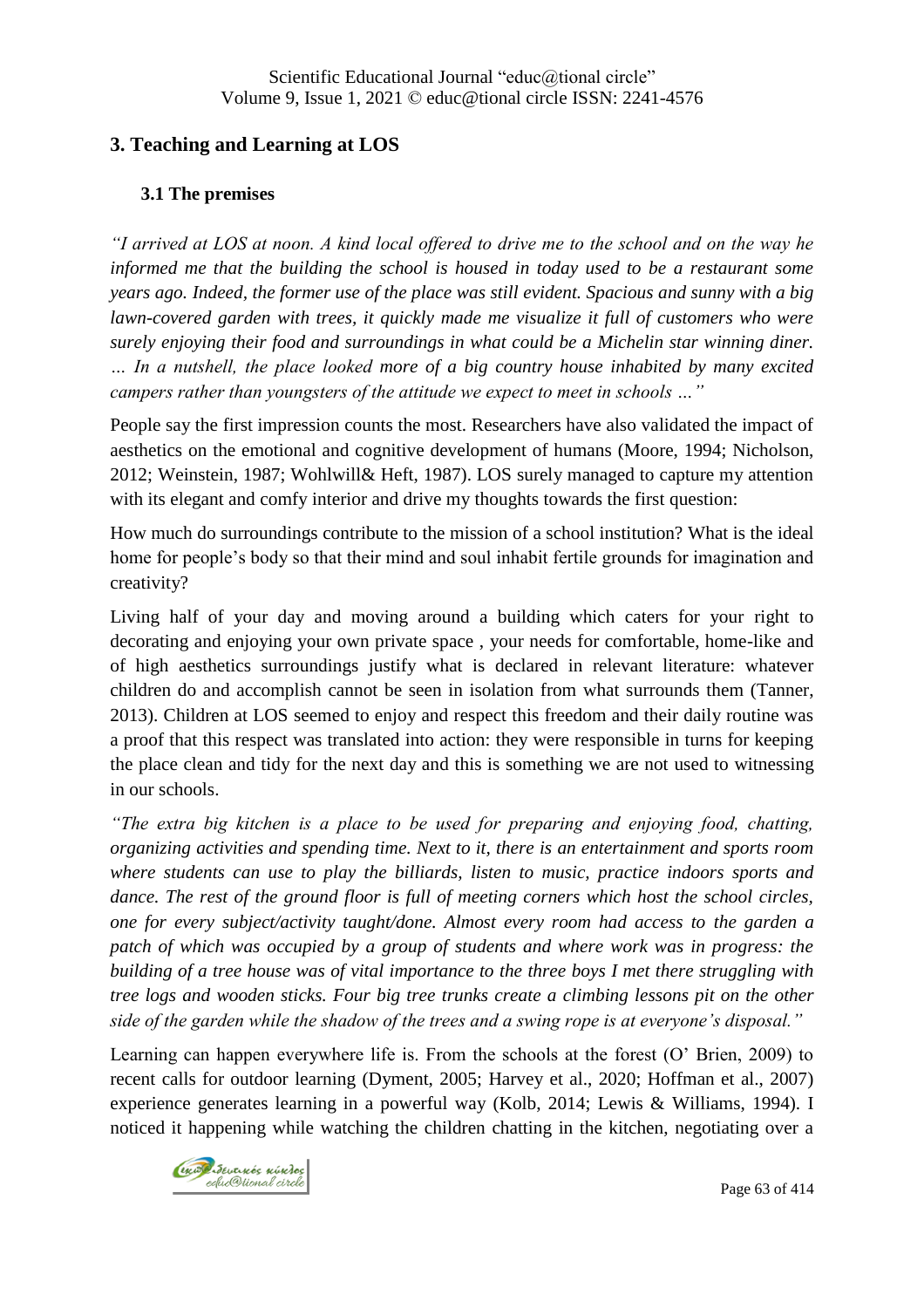## 3. Teaching and Learning at LOS

### 3.1 The premises

*"I arrived at LOS at noon. A kind local offered to drive me to the school and on the way he informed me that the building the school is housed in today used to be a restaurant some years ago. Indeed, the former use of the place was still evident. Spacious and sunny with a big lawn-covered garden with trees, it quickly made me visualize it full of customers who were surely enjoying their food and surroundings in what could be a Michelin star winning diner. … In a nutshell, the place looked more of a big country house inhabited by many excited campers rather than youngsters of the attitude we expect to meet in schools …"*

People say the first impression counts the most. Researchers have also validated the impact of aesthetics on the emotional and cognitive development of humans (Moore, 1994; Nicholson, 2012; Weinstein, 1987; Wohlwill& Heft, 1987). LOS surely managed to capture my attention with its elegant and comfy interior and drive my thoughts towards the first question:

How much do surroundings contribute to the mission of a school institution? What is the ideal home for people's body so that their mind and soul inhabit fertile grounds for imagination and creativity?

Living half of your day and moving around a building which caters for your right to decorating and enjoying your own private space , your needs for comfortable, home-like and of high aesthetics surroundings justify what is declared in relevant literature: whatever children do and accomplish cannot be seen in isolation from what surrounds them (Tanner, 2013). Children at LOS seemed to enjoy and respect this freedom and their daily routine was a proof that this respect was translated into action: they were responsible in turns for keeping the place clean and tidy for the next day and this is something we are not used to witnessing in our schools.

*"The extra big kitchen is a place to be used for preparing and enjoying food, chatting, organizing activities and spending time. Next to it, there is an entertainment and sports room where students can use to play the billiards, listen to music, practice indoors sports and dance. The rest of the ground floor is full of meeting corners which host the school circles, one for every subject/activity taught/done. Almost every room had access to the garden a patch of which was occupied by a group of students and where work was in progress: the building of a tree house was of vital importance to the three boys I met there struggling with tree logs and wooden sticks. Four big tree trunks create a climbing lessons pit on the other side of the garden while the shadow of the trees and a swing rope is at everyone's disposal."*

Learning can happen everywhere life is. From the schools at the forest (O' Brien, 2009) to recent calls for outdoor learning (Dyment, 2005; Harvey et al., 2020; Hoffman et al., 2007) experience generates learning in a powerful way (Kolb, 2014; Lewis & Williams, 1994). I noticed it happening while watching the children chatting in the kitchen, negotiating over a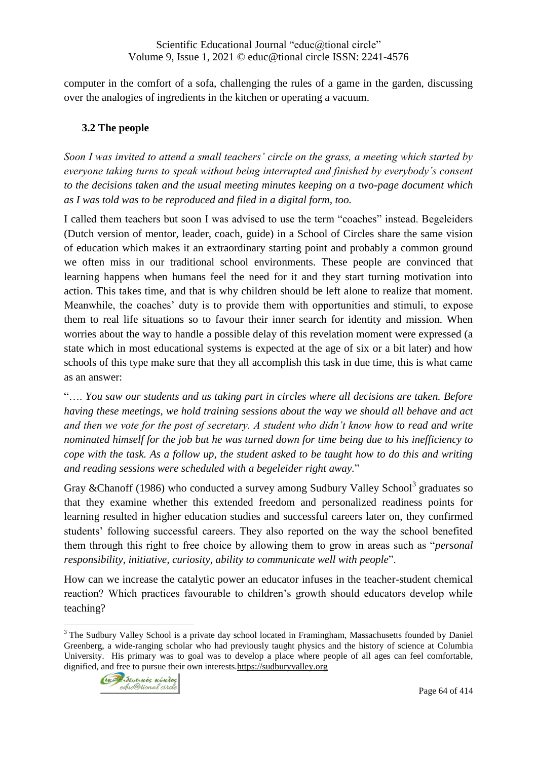computer in the comfort of a sofa, challenging the rules of a game in the garden, discussing over the analogies of ingredients in the kitchen or operating a vacuum.

### 3.2 The people

*Soon I was invited to attend a small teachers' circle on the grass, a meeting which started by everyone taking turns to speak without being interrupted and finished by everybody's consent to the decisions taken and the usual meeting minutes keeping on a two-page document which as I was told was to be reproduced and filed in a digital form, too.*

I called them teachers but soon I was advised to use the term "coaches" instead. Begeleiders (Dutch version of mentor, leader, coach, guide) in a School of Circles share the same vision of education which makes it an extraordinary starting point and probably a common ground we often miss in our traditional school environments. These people are convinced that learning happens when humans feel the need for it and they start turning motivation into action. This takes time, and that is why children should be left alone to realize that moment. Meanwhile, the coaches' duty is to provide them with opportunities and stimuli, to expose them to real life situations so to favour their inner search for identity and mission. When worries about the way to handle a possible delay of this revelation moment were expressed (a state which in most educational systems is expected at the age of six or a bit later) and how schools of this type make sure that they all accomplish this task in due time, this is what came as an answer:

"…. *You saw our students and us taking part in circles where all decisions are taken. Before having these meetings, we hold training sessions about the way we should all behave and act and then we vote for the post of secretary. A student who didn't know how to read and write nominated himself for the job but he was turned down for time being due to his inefficiency to cope with the task. As a follow up, the student asked to be taught how to do this and writing and reading sessions were scheduled with a begeleider right away.*"

Gray &Chanoff (1986) who conducted a survey among Sudbury Valley School[3] graduates so that they examine whether this extended freedom and personalized readiness points for learning resulted in higher education studies and successful careers later on, they confirmed students' following successful careers. They also reported on the way the school benefited them through this right to free choice by allowing them to grow in areas such as "*personal responsibility, initiative, curiosity, ability to communicate well with people*".

How can we increase the catalytic power an educator infuses in the teacher-student chemical reaction? Which practices favourable to children's growth should educators develop while teaching?

---

[3] The Sudbury Valley School is a private day school located in Framingham, Massachusetts founded by Daniel Greenberg, a wide-ranging scholar who had previously taught physics and the history of science at Columbia University. His primary was to goal was to develop a place where people of all ages can feel comfortable, dignified, and free to pursue their own interests.https://sudburyvalley.org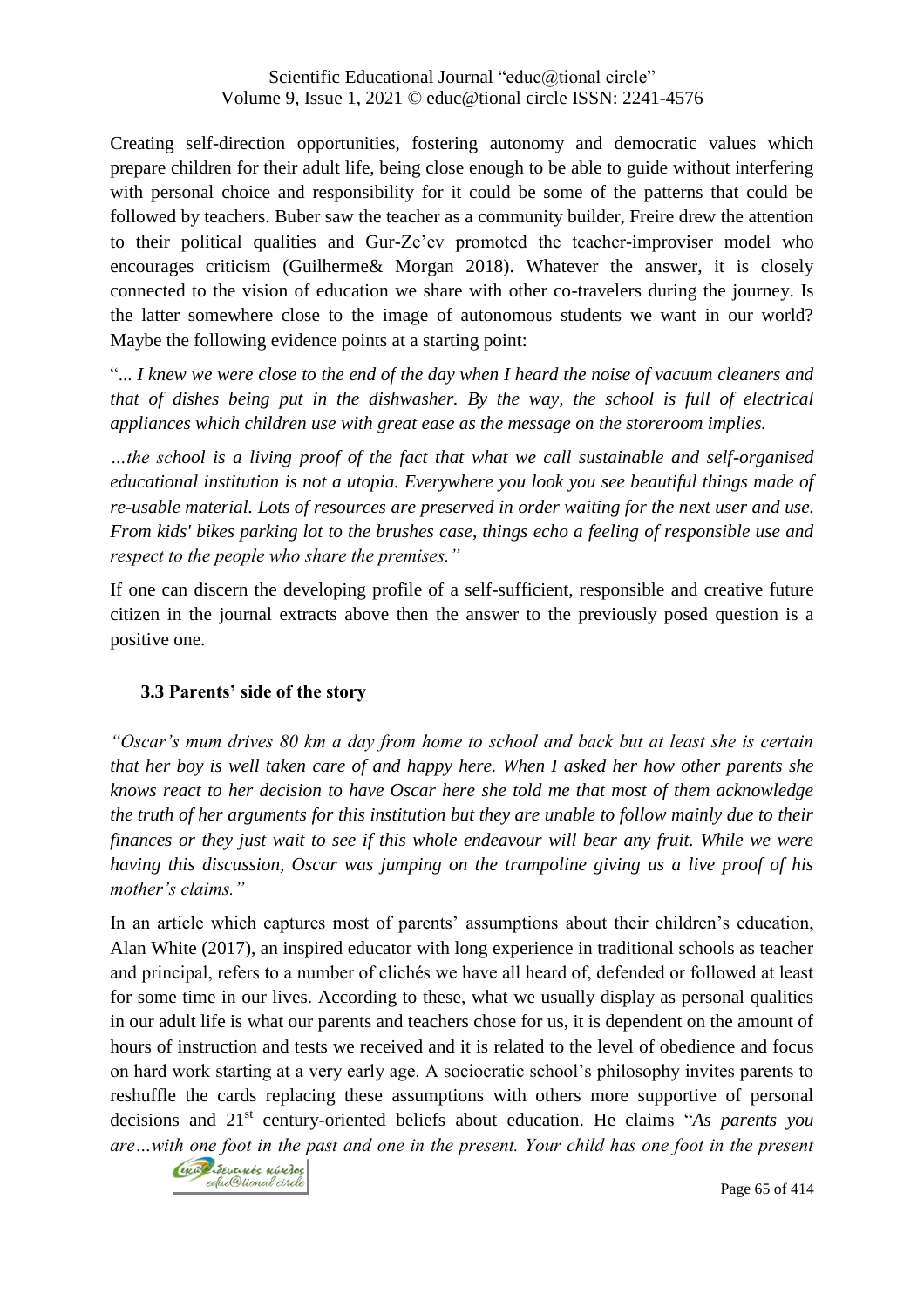Creating self-direction opportunities, fostering autonomy and democratic values which prepare children for their adult life, being close enough to be able to guide without interfering with personal choice and responsibility for it could be some of the patterns that could be followed by teachers. Buber saw the teacher as a community builder, Freire drew the attention to their political qualities and Gur-Ze'ev promoted the teacher-improviser model who encourages criticism (Guilherme& Morgan 2018). Whatever the answer, it is closely connected to the vision of education we share with other co-travelers during the journey. Is the latter somewhere close to the image of autonomous students we want in our world? Maybe the following evidence points at a starting point:

"*... I knew we were close to the end of the day when I heard the noise of vacuum cleaners and that of dishes being put in the dishwasher. By the way, the school is full of electrical appliances which children use with great ease as the message on the storeroom implies.*

*…the school is a living proof of the fact that what we call sustainable and self-organised educational institution is not a utopia. Everywhere you look you see beautiful things made of re-usable material. Lots of resources are preserved in order waiting for the next user and use. From kids' bikes parking lot to the brushes case, things echo a feeling of responsible use and respect to the people who share the premises."*

If one can discern the developing profile of a self-sufficient, responsible and creative future citizen in the journal extracts above then the answer to the previously posed question is a positive one.

### 3.3 Parents' side of the story

*"Oscar's mum drives 80 km a day from home to school and back but at least she is certain that her boy is well taken care of and happy here. When I asked her how other parents she knows react to her decision to have Oscar here she told me that most of them acknowledge the truth of her arguments for this institution but they are unable to follow mainly due to their finances or they just wait to see if this whole endeavour will bear any fruit. While we were having this discussion, Oscar was jumping on the trampoline giving us a live proof of his mother's claims."*

In an article which captures most of parents' assumptions about their children's education, Alan White (2017), an inspired educator with long experience in traditional schools as teacher and principal, refers to a number of clichés we have all heard of, defended or followed at least for some time in our lives. According to these, what we usually display as personal qualities in our adult life is what our parents and teachers chose for us, it is dependent on the amount of hours of instruction and tests we received and it is related to the level of obedience and focus on hard work starting at a very early age. A sociocratic school's philosophy invites parents to reshuffle the cards replacing these assumptions with others more supportive of personal decisions and 21st century-oriented beliefs about education. He claims "*As parents you are…with one foot in the past and one in the present. Your child has one foot in the present*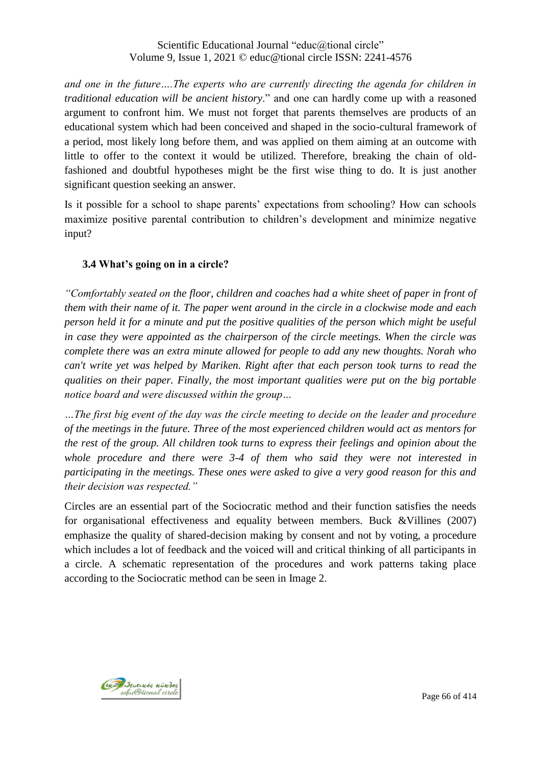*and one in the future….The experts who are currently directing the agenda for children in traditional education will be ancient history*." and one can hardly come up with a reasoned argument to confront him. We must not forget that parents themselves are products of an educational system which had been conceived and shaped in the socio-cultural framework of a period, most likely long before them, and was applied on them aiming at an outcome with little to offer to the context it would be utilized. Therefore, breaking the chain of old-fashioned and doubtful hypotheses might be the first wise thing to do. It is just another significant question seeking an answer.

Is it possible for a school to shape parents' expectations from schooling? How can schools maximize positive parental contribution to children's development and minimize negative input?

### 3.4 What's going on in a circle?

*"Comfortably seated on the floor, children and coaches had a white sheet of paper in front of them with their name of it. The paper went around in the circle in a clockwise mode and each person held it for a minute and put the positive qualities of the person which might be useful in case they were appointed as the chairperson of the circle meetings. When the circle was complete there was an extra minute allowed for people to add any new thoughts. Norah who can't write yet was helped by Mariken. Right after that each person took turns to read the qualities on their paper. Finally, the most important qualities were put on the big portable notice board and were discussed within the group…*

*…The first big event of the day was the circle meeting to decide on the leader and procedure of the meetings in the future. Three of the most experienced children would act as mentors for the rest of the group. All children took turns to express their feelings and opinion about the whole procedure and there were 3-4 of them who said they were not interested in participating in the meetings. These ones were asked to give a very good reason for this and their decision was respected."*

Circles are an essential part of the Sociocratic method and their function satisfies the needs for organisational effectiveness and equality between members. Buck &Villines (2007) emphasize the quality of shared-decision making by consent and not by voting, a procedure which includes a lot of feedback and the voiced will and critical thinking of all participants in a circle. A schematic representation of the procedures and work patterns taking place according to the Sociocratic method can be seen in Image 2.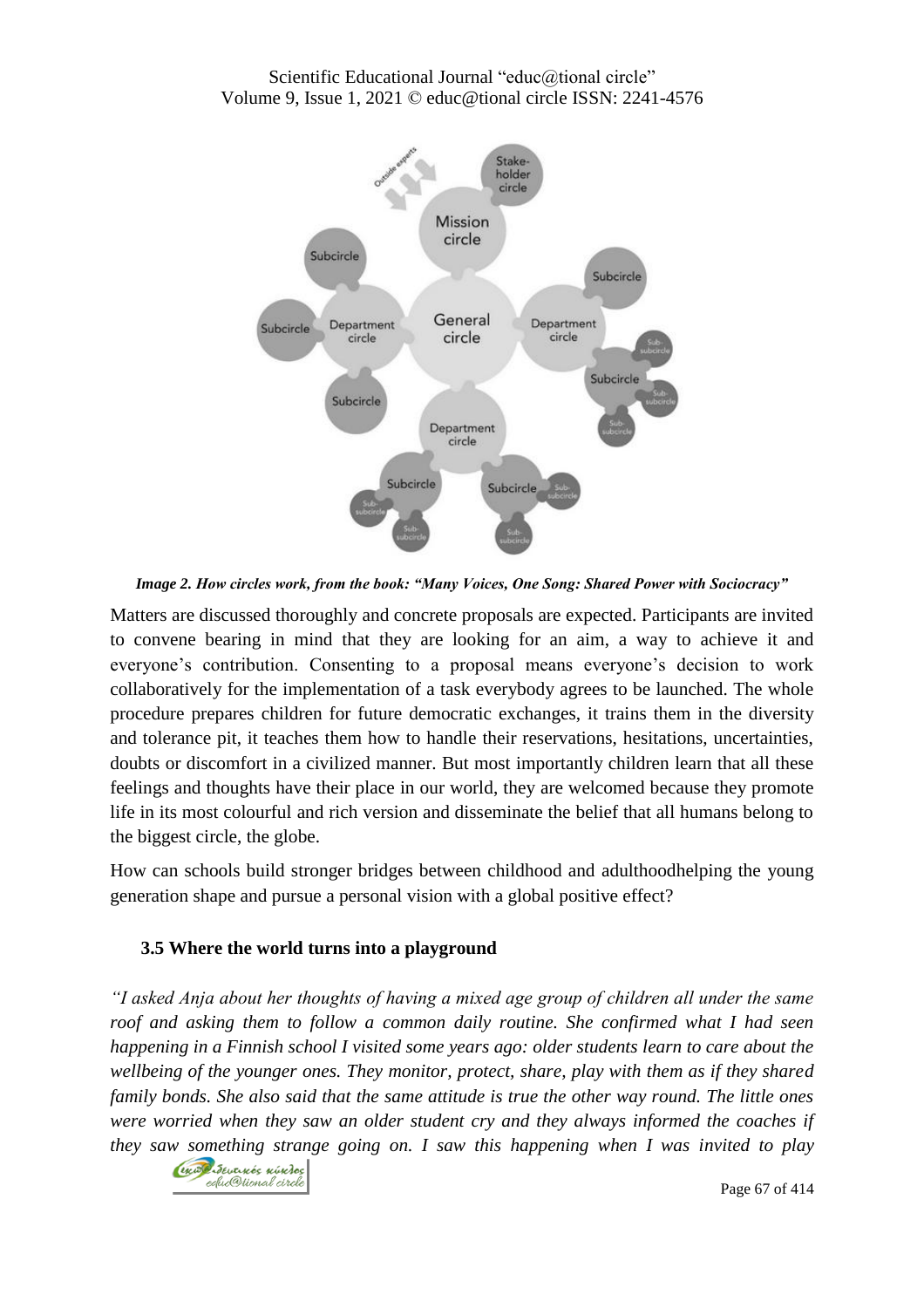*Image 2. How circles work, from the book: "Many Voices, One Song: Shared Power with Sociocracy"*

Matters are discussed thoroughly and concrete proposals are expected. Participants are invited to convene bearing in mind that they are looking for an aim, a way to achieve it and everyone's contribution. Consenting to a proposal means everyone's decision to work collaboratively for the implementation of a task everybody agrees to be launched. The whole procedure prepares children for future democratic exchanges, it trains them in the diversity and tolerance pit, it teaches them how to handle their reservations, hesitations, uncertainties, doubts or discomfort in a civilized manner. But most importantly children learn that all these feelings and thoughts have their place in our world, they are welcomed because they promote life in its most colourful and rich version and disseminate the belief that all humans belong to the biggest circle, the globe.

How can schools build stronger bridges between childhood and adulthoodhelping the young generation shape and pursue a personal vision with a global positive effect?

### 3.5 Where the world turns into a playground

*"I asked Anja about her thoughts of having a mixed age group of children all under the same roof and asking them to follow a common daily routine. She confirmed what I had seen happening in a Finnish school I visited some years ago: older students learn to care about the wellbeing of the younger ones. They monitor, protect, share, play with them as if they shared family bonds. She also said that the same attitude is true the other way round. The little ones were worried when they saw an older student cry and they always informed the coaches if they saw something strange going on. I saw this happening when I was invited to play*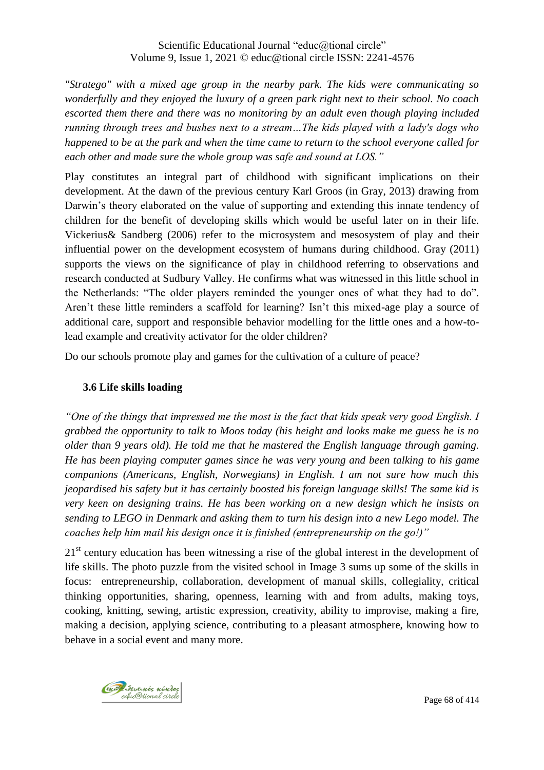*"Stratego" with a mixed age group in the nearby park. The kids were communicating so wonderfully and they enjoyed the luxury of a green park right next to their school. No coach escorted them there and there was no monitoring by an adult even though playing included running through trees and bushes next to a stream…The kids played with a lady's dogs who happened to be at the park and when the time came to return to the school everyone called for each other and made sure the whole group was safe and sound at LOS."*

Play constitutes an integral part of childhood with significant implications on their development. At the dawn of the previous century Karl Groos (in Gray, 2013) drawing from Darwin's theory elaborated on the value of supporting and extending this innate tendency of children for the benefit of developing skills which would be useful later on in their life. Vickerius& Sandberg (2006) refer to the microsystem and mesosystem of play and their influential power on the development ecosystem of humans during childhood. Gray (2011) supports the views on the significance of play in childhood referring to observations and research conducted at Sudbury Valley. He confirms what was witnessed in this little school in the Netherlands: "The older players reminded the younger ones of what they had to do". Aren't these little reminders a scaffold for learning? Isn't this mixed-age play a source of additional care, support and responsible behavior modelling for the little ones and a how-to-lead example and creativity activator for the older children?

Do our schools promote play and games for the cultivation of a culture of peace?

### 3.6 Life skills loading

*"One of the things that impressed me the most is the fact that kids speak very good English. I grabbed the opportunity to talk to Moos today (his height and looks make me guess he is no older than 9 years old). He told me that he mastered the English language through gaming. He has been playing computer games since he was very young and been talking to his game companions (Americans, English, Norwegians) in English. I am not sure how much this jeopardised his safety but it has certainly boosted his foreign language skills! The same kid is very keen on designing trains. He has been working on a new design which he insists on sending to LEGO in Denmark and asking them to turn his design into a new Lego model. The coaches help him mail his design once it is finished (entrepreneurship on the go!)"*

21st century education has been witnessing a rise of the global interest in the development of life skills. The photo puzzle from the visited school in Image 3 sums up some of the skills in focus: entrepreneurship, collaboration, development of manual skills, collegiality, critical thinking opportunities, sharing, openness, learning with and from adults, making toys, cooking, knitting, sewing, artistic expression, creativity, ability to improvise, making a fire, making a decision, applying science, contributing to a pleasant atmosphere, knowing how to behave in a social event and many more.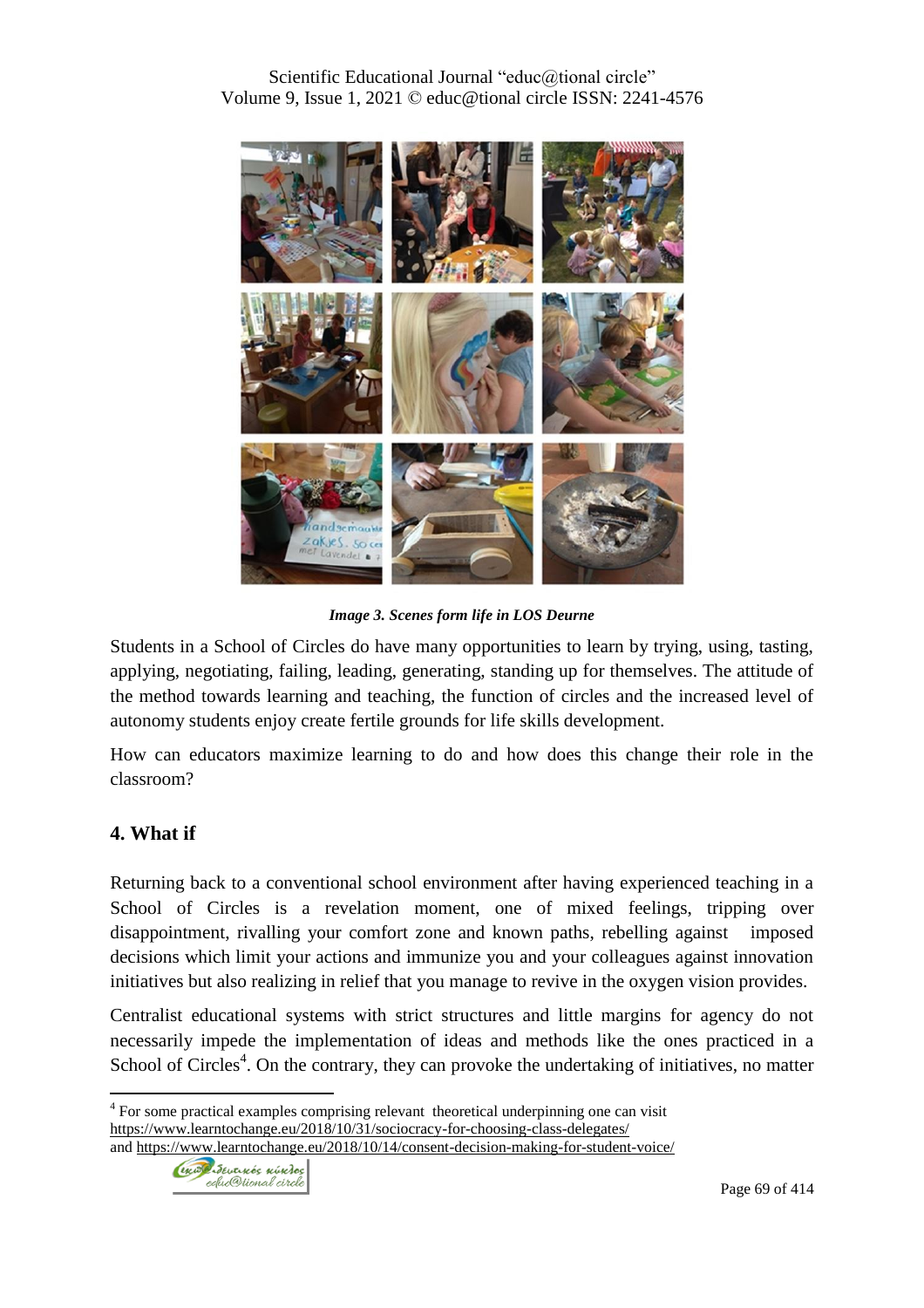*Image 3. Scenes form life in LOS Deurne*

Students in a School of Circles do have many opportunities to learn by trying, using, tasting, applying, negotiating, failing, leading, generating, standing up for themselves. The attitude of the method towards learning and teaching, the function of circles and the increased level of autonomy students enjoy create fertile grounds for life skills development.

How can educators maximize learning to do and how does this change their role in the classroom?

## 4. What if

Returning back to a conventional school environment after having experienced teaching in a School of Circles is a revelation moment, one of mixed feelings, tripping over disappointment, rivalling your comfort zone and known paths, rebelling against imposed decisions which limit your actions and immunize you and your colleagues against innovation initiatives but also realizing in relief that you manage to revive in the oxygen vision provides.

Centralist educational systems with strict structures and little margins for agency do not necessarily impede the implementation of ideas and methods like the ones practiced in a School of Circles[4]. On the contrary, they can provoke the undertaking of initiatives, no matter

[4] For some practical examples comprising relevant theoretical underpinning one can visit https://www.learntochange.eu/2018/10/31/sociocracy-for-choosing-class-delegates/ and https://www.learntochange.eu/2018/10/14/consent-decision-making-for-student-voice/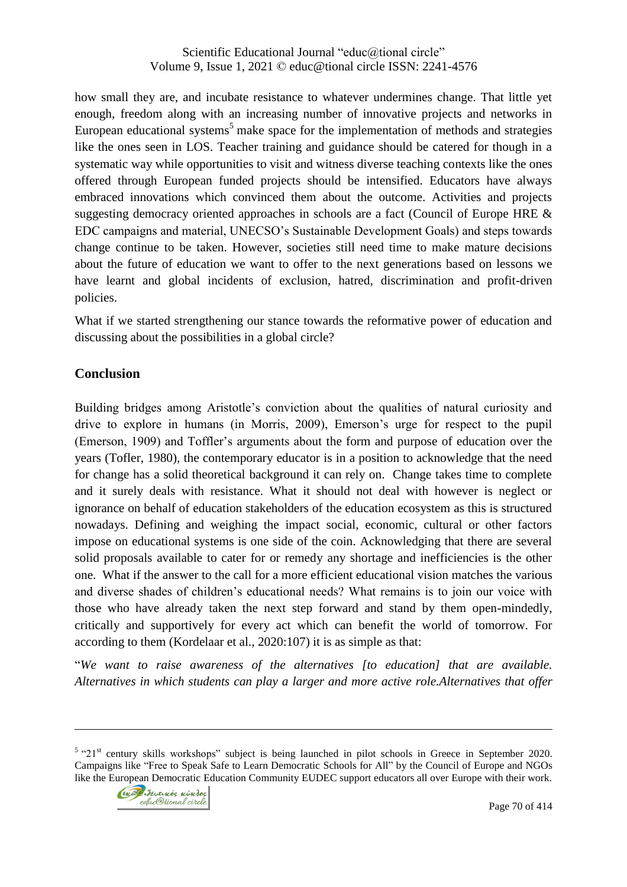how small they are, and incubate resistance to whatever undermines change. That little yet enough, freedom along with an increasing number of innovative projects and networks in European educational systems[5] make space for the implementation of methods and strategies like the ones seen in LOS. Teacher training and guidance should be catered for though in a systematic way while opportunities to visit and witness diverse teaching contexts like the ones offered through European funded projects should be intensified. Educators have always embraced innovations which convinced them about the outcome. Activities and projects suggesting democracy oriented approaches in schools are a fact (Council of Europe HRE & EDC campaigns and material, UNECSO's Sustainable Development Goals) and steps towards change continue to be taken. However, societies still need time to make mature decisions about the future of education we want to offer to the next generations based on lessons we have learnt and global incidents of exclusion, hatred, discrimination and profit-driven policies.

What if we started strengthening our stance towards the reformative power of education and discussing about the possibilities in a global circle?

## Conclusion

Building bridges among Aristotle's conviction about the qualities of natural curiosity and drive to explore in humans (in Morris, 2009), Emerson's urge for respect to the pupil (Emerson, 1909) and Toffler's arguments about the form and purpose of education over the years (Tofler, 1980), the contemporary educator is in a position to acknowledge that the need for change has a solid theoretical background it can rely on. Change takes time to complete and it surely deals with resistance. What it should not deal with however is neglect or ignorance on behalf of education stakeholders of the education ecosystem as this is structured nowadays. Defining and weighing the impact social, economic, cultural or other factors impose on educational systems is one side of the coin. Acknowledging that there are several solid proposals available to cater for or remedy any shortage and inefficiencies is the other one. What if the answer to the call for a more efficient educational vision matches the various and diverse shades of children's educational needs? What remains is to join our voice with those who have already taken the next step forward and stand by them open-mindedly, critically and supportively for every act which can benefit the world of tomorrow. For according to them (Kordelaar et al., 2020:107) it is as simple as that:

"*We want to raise awareness of the alternatives [to education] that are available. Alternatives in which students can play a larger and more active role.Alternatives that offer*

---

[5] "21st century skills workshops" subject is being launched in pilot schools in Greece in September 2020. Campaigns like "Free to Speak Safe to Learn Democratic Schools for All" by the Council of Europe and NGOs like the European Democratic Education Community EUDEC support educators all over Europe with their work.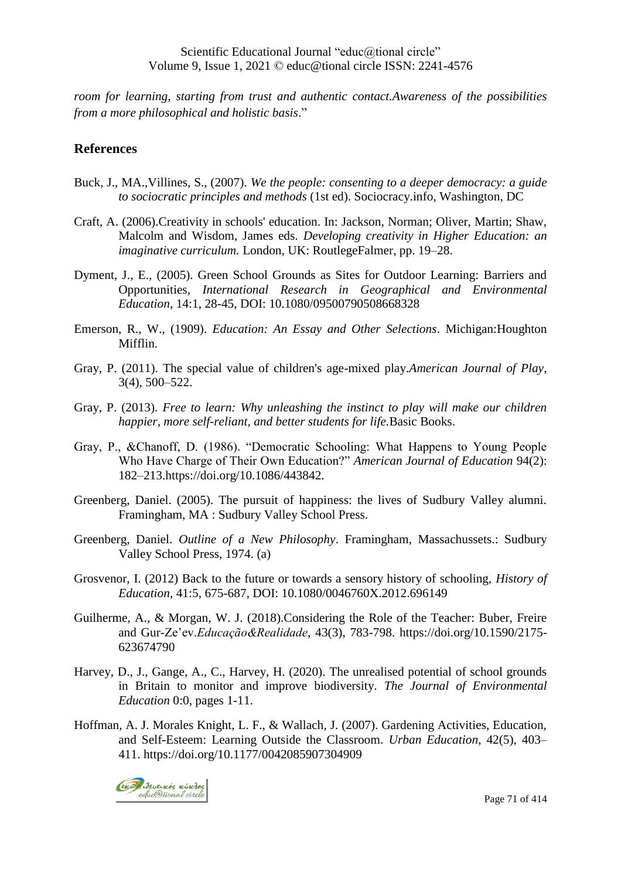*room for learning, starting from trust and authentic contact.Awareness of the possibilities from a more philosophical and holistic basis*."

## References

Buck, J., MA.,Villines, S., (2007). *We the people: consenting to a deeper democracy: a guide to sociocratic principles and methods* (1st ed). Sociocracy.info, Washington, DC

Craft, A. (2006).Creativity in schools' education. In: Jackson, Norman; Oliver, Martin; Shaw, Malcolm and Wisdom, James eds. *Developing creativity in Higher Education: an imaginative curriculum.* London, UK: RoutlegeFalmer, pp. 19–28.

Dyment, J., E., (2005). Green School Grounds as Sites for Outdoor Learning: Barriers and Opportunities, *International Research in Geographical and Environmental Education*, 14:1, 28-45, DOI: 10.1080/09500790508668328

Emerson, R., W., (1909). *Education: An Essay and Other Selections*. Michigan:Houghton Mifflin.

Gray, P. (2011). The special value of children's age-mixed play.*American Journal of Play*, 3(4), 500–522.

Gray, P. (2013). *Free to learn: Why unleashing the instinct to play will make our children happier, more self-reliant, and better students for life.*Basic Books.

Gray, P., &Chanoff, D. (1986). "Democratic Schooling: What Happens to Young People Who Have Charge of Their Own Education?" *American Journal of Education* 94(2): 182–213.https://doi.org/10.1086/443842.

Greenberg, Daniel. (2005). The pursuit of happiness: the lives of Sudbury Valley alumni. Framingham, MA : Sudbury Valley School Press.

Greenberg, Daniel. *Outline of a New Philosophy*. Framingham, Massachussets.: Sudbury Valley School Press, 1974. (a)

Grosvenor, I. (2012) Back to the future or towards a sensory history of schooling, *History of Education*, 41:5, 675-687, DOI: 10.1080/0046760X.2012.696149

Guilherme, A., & Morgan, W. J. (2018).Considering the Role of the Teacher: Buber, Freire and Gur-Ze'ev.*Educação&Realidade*, 43(3), 783-798. https://doi.org/10.1590/2175-623674790

Harvey, D., J., Gange, A., C., Harvey, H. (2020). The unrealised potential of school grounds in Britain to monitor and improve biodiversity. *The Journal of Environmental Education* 0:0, pages 1-11.

Hoffman, A. J. Morales Knight, L. F., & Wallach, J. (2007). Gardening Activities, Education, and Self-Esteem: Learning Outside the Classroom. *Urban Education*, 42(5), 403–411. https://doi.org/10.1177/0042085907304909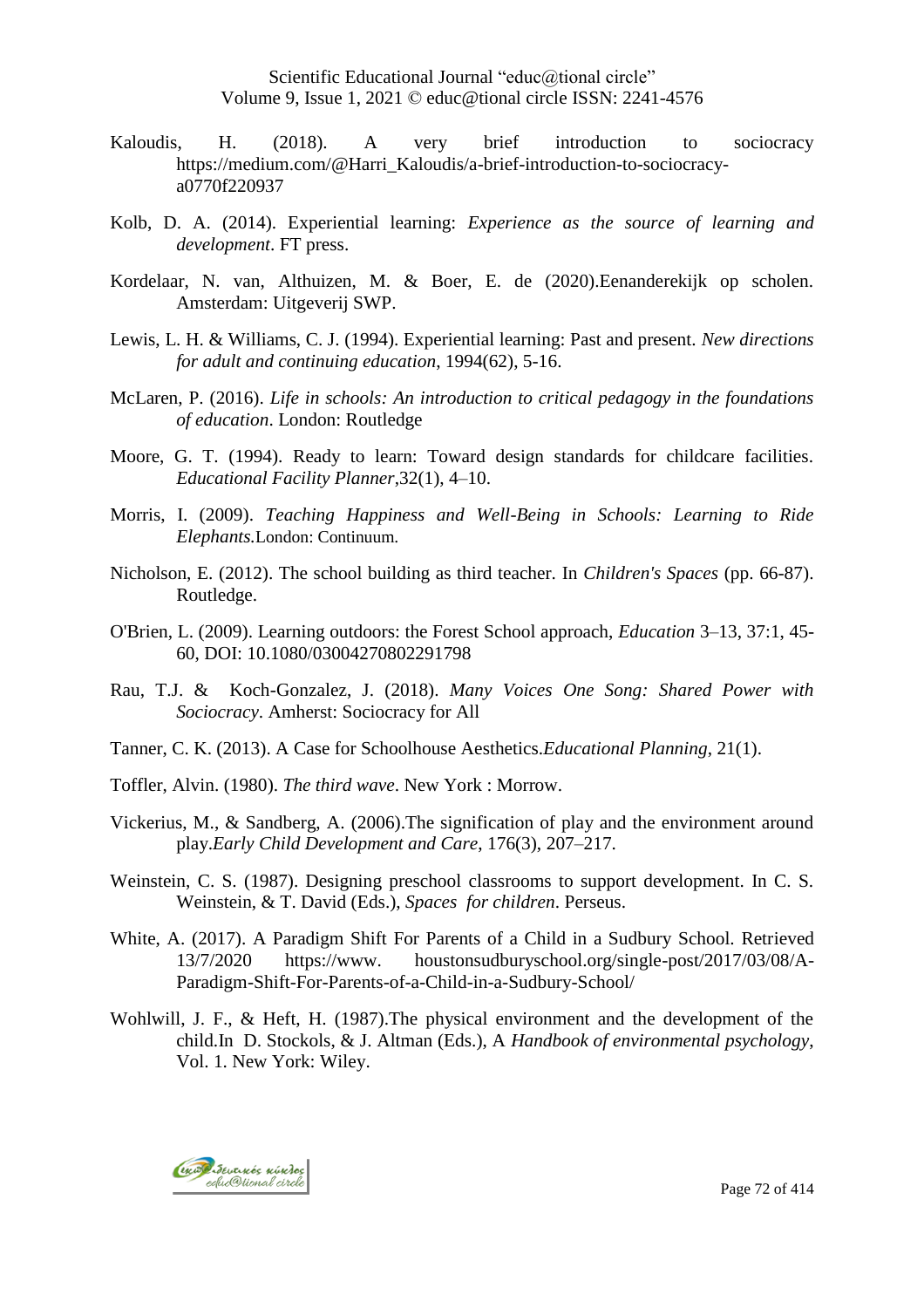Kaloudis, H. (2018). A very brief introduction to sociocracy https://medium.com/@Harri_Kaloudis/a-brief-introduction-to-sociocracy-a0770f220937

Kolb, D. A. (2014). Experiential learning: *Experience as the source of learning and development*. FT press.

Kordelaar, N. van, Althuizen, M. & Boer, E. de (2020).Eenanderekijk op scholen. Amsterdam: Uitgeverij SWP.

Lewis, L. H. & Williams, C. J. (1994). Experiential learning: Past and present. *New directions for adult and continuing education*, 1994(62), 5-16.

McLaren, P. (2016). *Life in schools: An introduction to critical pedagogy in the foundations of education*. London: Routledge

Moore, G. T. (1994). Ready to learn: Toward design standards for childcare facilities. *Educational Facility Planner*,32(1), 4–10.

Morris, I. (2009). *Teaching Happiness and Well-Being in Schools: Learning to Ride Elephants.*London: Continuum.

Nicholson, E. (2012). The school building as third teacher. In *Children's Spaces* (pp. 66-87). Routledge.

O'Brien, L. (2009). Learning outdoors: the Forest School approach, *Education* 3–13, 37:1, 45-60, DOI: 10.1080/03004270802291798

Rau, T.J. & Koch-Gonzalez, J. (2018). *Many Voices One Song: Shared Power with Sociocracy*. Amherst: Sociocracy for All

Tanner, C. K. (2013). A Case for Schoolhouse Aesthetics.*Educational Planning*, 21(1).

Toffler, Alvin. (1980). *The third wave*. New York : Morrow.

Vickerius, M., & Sandberg, A. (2006).The signification of play and the environment around play.*Early Child Development and Care*, 176(3), 207–217.

Weinstein, C. S. (1987). Designing preschool classrooms to support development. In C. S. Weinstein, & T. David (Eds.), *Spaces for children*. Perseus.

White, A. (2017). A Paradigm Shift For Parents of a Child in a Sudbury School. Retrieved 13/7/2020 https://www. houstonsudburyschool.org/single-post/2017/03/08/A-Paradigm-Shift-For-Parents-of-a-Child-in-a-Sudbury-School/

Wohlwill, J. F., & Heft, H. (1987).The physical environment and the development of the child.In D. Stockols, & J. Altman (Eds.), A *Handbook of environmental psychology*, Vol. 1. New York: Wiley.